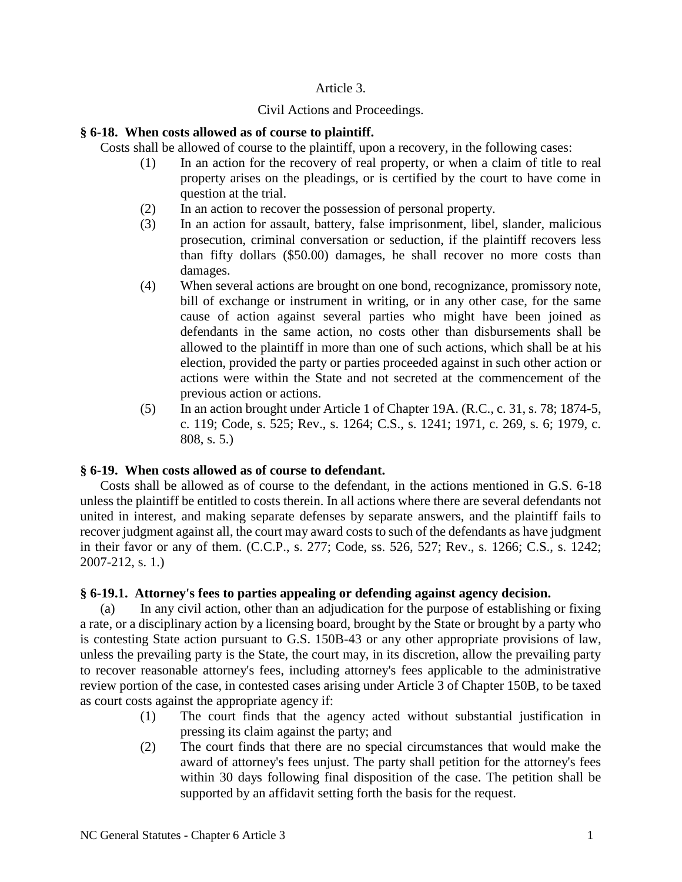Article 3.

Civil Actions and Proceedings.

**§ 6-18. When costs allowed as of course to plaintiff.**

Costs shall be allowed of course to the plaintiff, upon a recovery, in the following cases:

- (1) In an action for the recovery of real property, or when a claim of title to real property arises on the pleadings, or is certified by the court to have come in question at the trial.
- (2) In an action to recover the possession of personal property.
- (3) In an action for assault, battery, false imprisonment, libel, slander, malicious prosecution, criminal conversation or seduction, if the plaintiff recovers less than fifty dollars ($50.00) damages, he shall recover no more costs than damages.
- (4) When several actions are brought on one bond, recognizance, promissory note, bill of exchange or instrument in writing, or in any other case, for the same cause of action against several parties who might have been joined as defendants in the same action, no costs other than disbursements shall be allowed to the plaintiff in more than one of such actions, which shall be at his election, provided the party or parties proceeded against in such other action or actions were within the State and not secreted at the commencement of the previous action or actions.
- (5) In an action brought under Article 1 of Chapter 19A. (R.C., c. 31, s. 78; 1874-5, c. 119; Code, s. 525; Rev., s. 1264; C.S., s. 1241; 1971, c. 269, s. 6; 1979, c. 808, s. 5.)

**§ 6-19. When costs allowed as of course to defendant.**

Costs shall be allowed as of course to the defendant, in the actions mentioned in G.S. 6-18 unless the plaintiff be entitled to costs therein. In all actions where there are several defendants not united in interest, and making separate defenses by separate answers, and the plaintiff fails to recover judgment against all, the court may award costs to such of the defendants as have judgment in their favor or any of them. (C.C.P., s. 277; Code, ss. 526, 527; Rev., s. 1266; C.S., s. 1242; 2007-212, s. 1.)

**§ 6-19.1. Attorney's fees to parties appealing or defending against agency decision.**

(a) In any civil action, other than an adjudication for the purpose of establishing or fixing a rate, or a disciplinary action by a licensing board, brought by the State or brought by a party who is contesting State action pursuant to G.S. 150B-43 or any other appropriate provisions of law, unless the prevailing party is the State, the court may, in its discretion, allow the prevailing party to recover reasonable attorney's fees, including attorney's fees applicable to the administrative review portion of the case, in contested cases arising under Article 3 of Chapter 150B, to be taxed as court costs against the appropriate agency if:

- (1) The court finds that the agency acted without substantial justification in pressing its claim against the party; and
- (2) The court finds that there are no special circumstances that would make the award of attorney's fees unjust. The party shall petition for the attorney's fees within 30 days following final disposition of the case. The petition shall be supported by an affidavit setting forth the basis for the request.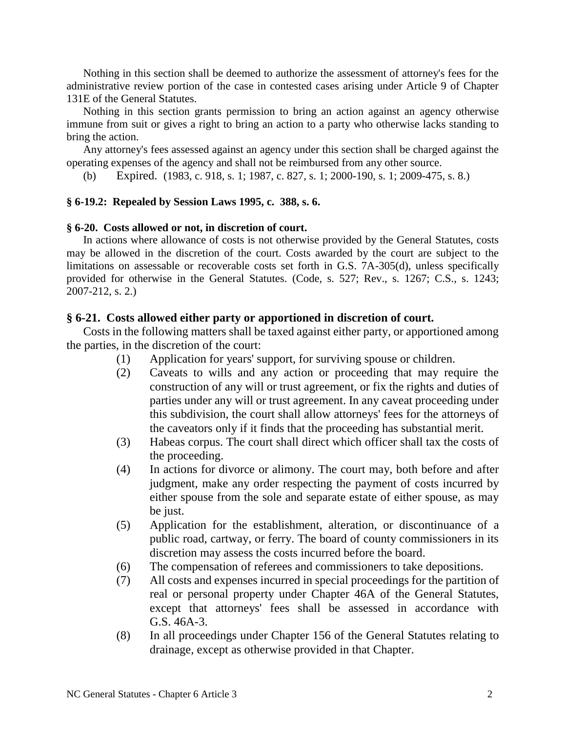Nothing in this section shall be deemed to authorize the assessment of attorney's fees for the administrative review portion of the case in contested cases arising under Article 9 of Chapter 131E of the General Statutes.

Nothing in this section grants permission to bring an action against an agency otherwise immune from suit or gives a right to bring an action to a party who otherwise lacks standing to bring the action.

Any attorney's fees assessed against an agency under this section shall be charged against the operating expenses of the agency and shall not be reimbursed from any other source.

(b) Expired. (1983, c. 918, s. 1; 1987, c. 827, s. 1; 2000-190, s. 1; 2009-475, s. 8.)

**§ 6-19.2: Repealed by Session Laws 1995, c. 388, s. 6.**

**§ 6-20. Costs allowed or not, in discretion of court.**

In actions where allowance of costs is not otherwise provided by the General Statutes, costs may be allowed in the discretion of the court. Costs awarded by the court are subject to the limitations on assessable or recoverable costs set forth in G.S. 7A-305(d), unless specifically provided for otherwise in the General Statutes. (Code, s. 527; Rev., s. 1267; C.S., s. 1243; 2007-212, s. 2.)

**§ 6-21. Costs allowed either party or apportioned in discretion of court.**

Costs in the following matters shall be taxed against either party, or apportioned among the parties, in the discretion of the court:

(1) Application for years' support, for surviving spouse or children.

(2) Caveats to wills and any action or proceeding that may require the construction of any will or trust agreement, or fix the rights and duties of parties under any will or trust agreement. In any caveat proceeding under this subdivision, the court shall allow attorneys' fees for the attorneys of the caveators only if it finds that the proceeding has substantial merit.

(3) Habeas corpus. The court shall direct which officer shall tax the costs of the proceeding.

(4) In actions for divorce or alimony. The court may, both before and after judgment, make any order respecting the payment of costs incurred by either spouse from the sole and separate estate of either spouse, as may be just.

(5) Application for the establishment, alteration, or discontinuance of a public road, cartway, or ferry. The board of county commissioners in its discretion may assess the costs incurred before the board.

(6) The compensation of referees and commissioners to take depositions.

(7) All costs and expenses incurred in special proceedings for the partition of real or personal property under Chapter 46A of the General Statutes, except that attorneys' fees shall be assessed in accordance with G.S. 46A-3.

(8) In all proceedings under Chapter 156 of the General Statutes relating to drainage, except as otherwise provided in that Chapter.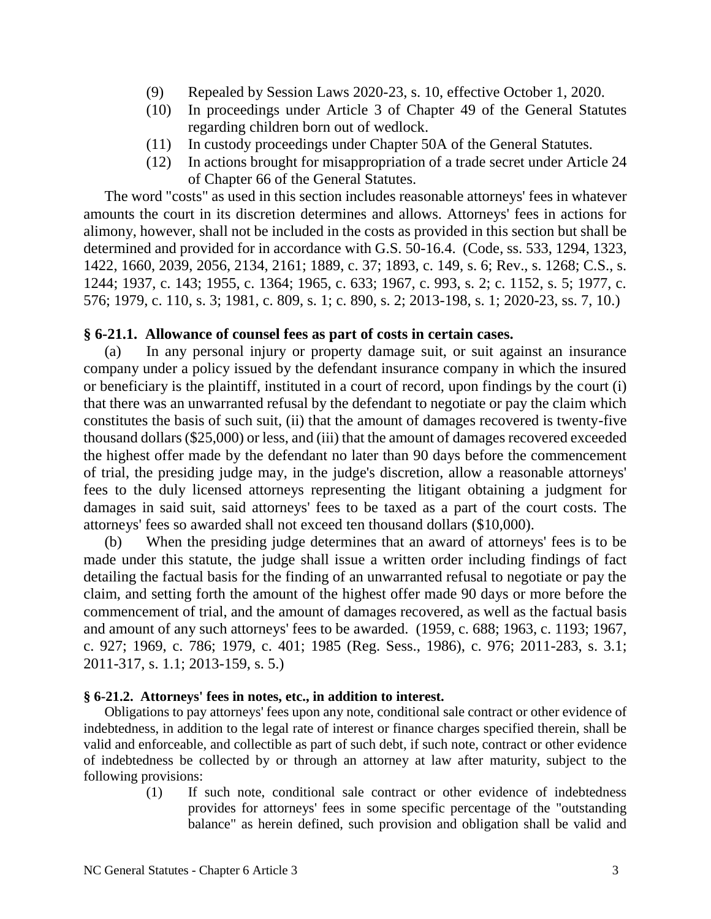(9) Repealed by Session Laws 2020-23, s. 10, effective October 1, 2020.

(10) In proceedings under Article 3 of Chapter 49 of the General Statutes regarding children born out of wedlock.

(11) In custody proceedings under Chapter 50A of the General Statutes.

(12) In actions brought for misappropriation of a trade secret under Article 24 of Chapter 66 of the General Statutes.

The word "costs" as used in this section includes reasonable attorneys' fees in whatever amounts the court in its discretion determines and allows. Attorneys' fees in actions for alimony, however, shall not be included in the costs as provided in this section but shall be determined and provided for in accordance with G.S. 50-16.4. (Code, ss. 533, 1294, 1323, 1422, 1660, 2039, 2056, 2134, 2161; 1889, c. 37; 1893, c. 149, s. 6; Rev., s. 1268; C.S., s. 1244; 1937, c. 143; 1955, c. 1364; 1965, c. 633; 1967, c. 993, s. 2; c. 1152, s. 5; 1977, c. 576; 1979, c. 110, s. 3; 1981, c. 809, s. 1; c. 890, s. 2; 2013-198, s. 1; 2020-23, ss. 7, 10.)

### § 6-21.1. Allowance of counsel fees as part of costs in certain cases.

(a) In any personal injury or property damage suit, or suit against an insurance company under a policy issued by the defendant insurance company in which the insured or beneficiary is the plaintiff, instituted in a court of record, upon findings by the court (i) that there was an unwarranted refusal by the defendant to negotiate or pay the claim which constitutes the basis of such suit, (ii) that the amount of damages recovered is twenty-five thousand dollars ($25,000) or less, and (iii) that the amount of damages recovered exceeded the highest offer made by the defendant no later than 90 days before the commencement of trial, the presiding judge may, in the judge's discretion, allow a reasonable attorneys' fees to the duly licensed attorneys representing the litigant obtaining a judgment for damages in said suit, said attorneys' fees to be taxed as a part of the court costs. The attorneys' fees so awarded shall not exceed ten thousand dollars ($10,000).

(b) When the presiding judge determines that an award of attorneys' fees is to be made under this statute, the judge shall issue a written order including findings of fact detailing the factual basis for the finding of an unwarranted refusal to negotiate or pay the claim, and setting forth the amount of the highest offer made 90 days or more before the commencement of trial, and the amount of damages recovered, as well as the factual basis and amount of any such attorneys' fees to be awarded. (1959, c. 688; 1963, c. 1193; 1967, c. 927; 1969, c. 786; 1979, c. 401; 1985 (Reg. Sess., 1986), c. 976; 2011-283, s. 3.1; 2011-317, s. 1.1; 2013-159, s. 5.)

### § 6-21.2. Attorneys' fees in notes, etc., in addition to interest.

Obligations to pay attorneys' fees upon any note, conditional sale contract or other evidence of indebtedness, in addition to the legal rate of interest or finance charges specified therein, shall be valid and enforceable, and collectible as part of such debt, if such note, contract or other evidence of indebtedness be collected by or through an attorney at law after maturity, subject to the following provisions:

(1) If such note, conditional sale contract or other evidence of indebtedness provides for attorneys' fees in some specific percentage of the "outstanding balance" as herein defined, such provision and obligation shall be valid and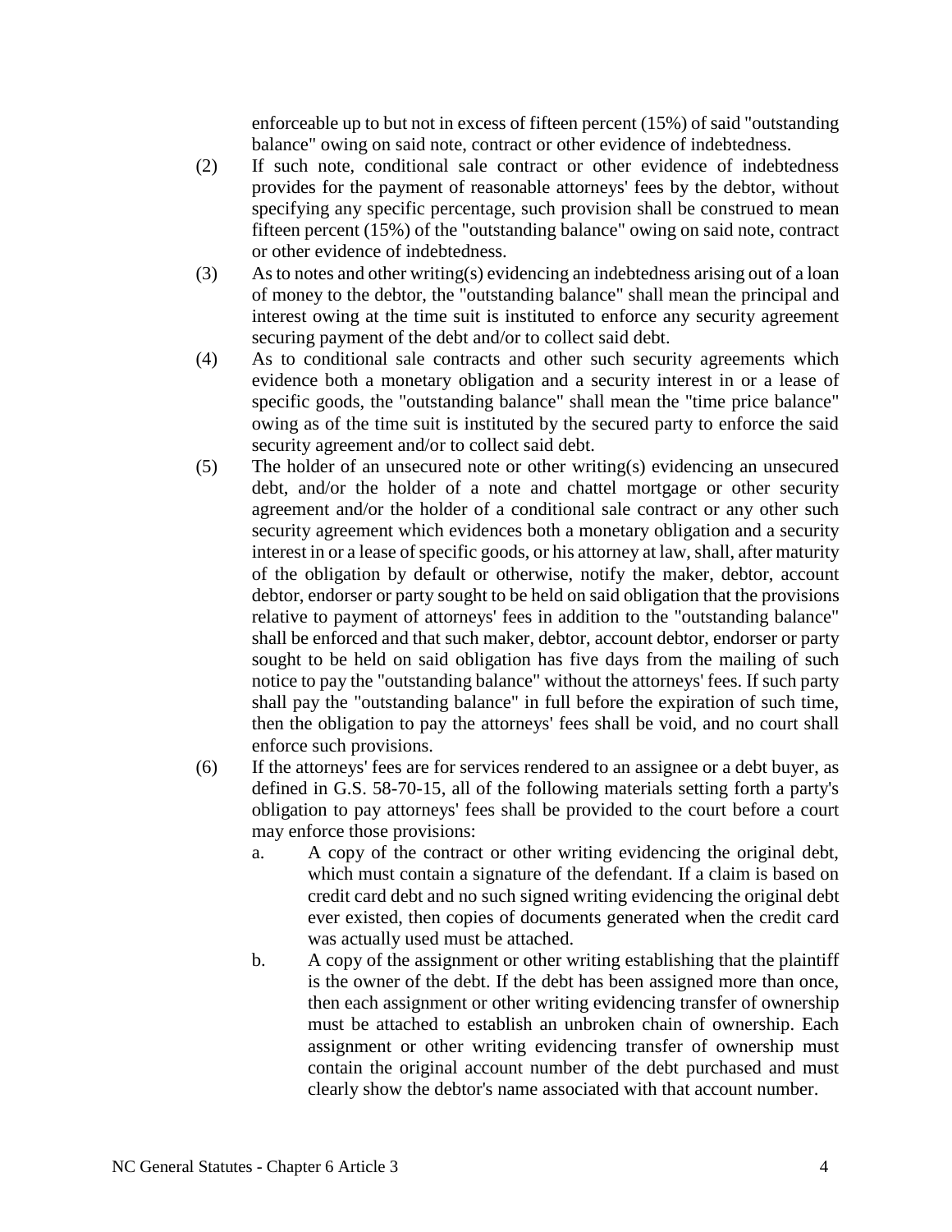enforceable up to but not in excess of fifteen percent (15%) of said "outstanding balance" owing on said note, contract or other evidence of indebtedness.

(2) If such note, conditional sale contract or other evidence of indebtedness provides for the payment of reasonable attorneys' fees by the debtor, without specifying any specific percentage, such provision shall be construed to mean fifteen percent (15%) of the "outstanding balance" owing on said note, contract or other evidence of indebtedness.

(3) As to notes and other writing(s) evidencing an indebtedness arising out of a loan of money to the debtor, the "outstanding balance" shall mean the principal and interest owing at the time suit is instituted to enforce any security agreement securing payment of the debt and/or to collect said debt.

(4) As to conditional sale contracts and other such security agreements which evidence both a monetary obligation and a security interest in or a lease of specific goods, the "outstanding balance" shall mean the "time price balance" owing as of the time suit is instituted by the secured party to enforce the said security agreement and/or to collect said debt.

(5) The holder of an unsecured note or other writing(s) evidencing an unsecured debt, and/or the holder of a note and chattel mortgage or other security agreement and/or the holder of a conditional sale contract or any other such security agreement which evidences both a monetary obligation and a security interest in or a lease of specific goods, or his attorney at law, shall, after maturity of the obligation by default or otherwise, notify the maker, debtor, account debtor, endorser or party sought to be held on said obligation that the provisions relative to payment of attorneys' fees in addition to the "outstanding balance" shall be enforced and that such maker, debtor, account debtor, endorser or party sought to be held on said obligation has five days from the mailing of such notice to pay the "outstanding balance" without the attorneys' fees. If such party shall pay the "outstanding balance" in full before the expiration of such time, then the obligation to pay the attorneys' fees shall be void, and no court shall enforce such provisions.

(6) If the attorneys' fees are for services rendered to an assignee or a debt buyer, as defined in G.S. 58-70-15, all of the following materials setting forth a party's obligation to pay attorneys' fees shall be provided to the court before a court may enforce those provisions:

   a. A copy of the contract or other writing evidencing the original debt, which must contain a signature of the defendant. If a claim is based on credit card debt and no such signed writing evidencing the original debt ever existed, then copies of documents generated when the credit card was actually used must be attached.

   b. A copy of the assignment or other writing establishing that the plaintiff is the owner of the debt. If the debt has been assigned more than once, then each assignment or other writing evidencing transfer of ownership must be attached to establish an unbroken chain of ownership. Each assignment or other writing evidencing transfer of ownership must contain the original account number of the debt purchased and must clearly show the debtor's name associated with that account number.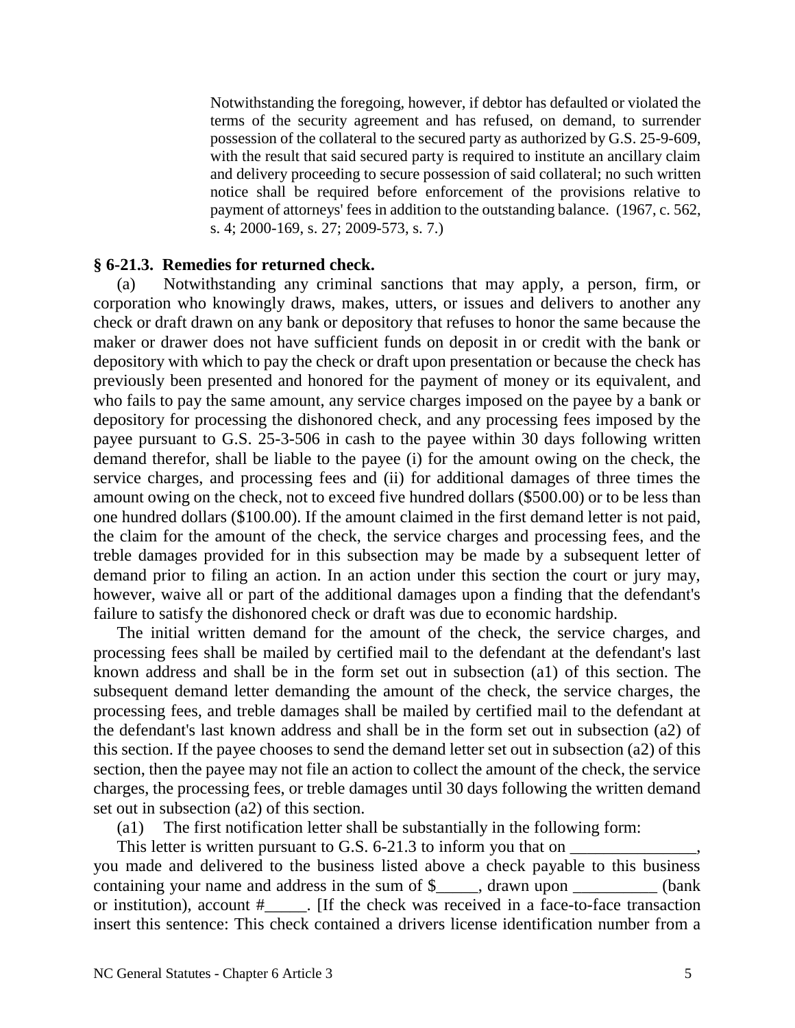Notwithstanding the foregoing, however, if debtor has defaulted or violated the terms of the security agreement and has refused, on demand, to surrender possession of the collateral to the secured party as authorized by G.S. 25-9-609, with the result that said secured party is required to institute an ancillary claim and delivery proceeding to secure possession of said collateral; no such written notice shall be required before enforcement of the provisions relative to payment of attorneys' fees in addition to the outstanding balance. (1967, c. 562, s. 4; 2000-169, s. 27; 2009-573, s. 7.)

### § 6-21.3. Remedies for returned check.

(a) Notwithstanding any criminal sanctions that may apply, a person, firm, or corporation who knowingly draws, makes, utters, or issues and delivers to another any check or draft drawn on any bank or depository that refuses to honor the same because the maker or drawer does not have sufficient funds on deposit in or credit with the bank or depository with which to pay the check or draft upon presentation or because the check has previously been presented and honored for the payment of money or its equivalent, and who fails to pay the same amount, any service charges imposed on the payee by a bank or depository for processing the dishonored check, and any processing fees imposed by the payee pursuant to G.S. 25-3-506 in cash to the payee within 30 days following written demand therefor, shall be liable to the payee (i) for the amount owing on the check, the service charges, and processing fees and (ii) for additional damages of three times the amount owing on the check, not to exceed five hundred dollars ($500.00) or to be less than one hundred dollars ($100.00). If the amount claimed in the first demand letter is not paid, the claim for the amount of the check, the service charges and processing fees, and the treble damages provided for in this subsection may be made by a subsequent letter of demand prior to filing an action. In an action under this section the court or jury may, however, waive all or part of the additional damages upon a finding that the defendant's failure to satisfy the dishonored check or draft was due to economic hardship.

The initial written demand for the amount of the check, the service charges, and processing fees shall be mailed by certified mail to the defendant at the defendant's last known address and shall be in the form set out in subsection (a1) of this section. The subsequent demand letter demanding the amount of the check, the service charges, the processing fees, and treble damages shall be mailed by certified mail to the defendant at the defendant's last known address and shall be in the form set out in subsection (a2) of this section. If the payee chooses to send the demand letter set out in subsection (a2) of this section, then the payee may not file an action to collect the amount of the check, the service charges, the processing fees, or treble damages until 30 days following the written demand set out in subsection (a2) of this section.

(a1) The first notification letter shall be substantially in the following form:

This letter is written pursuant to G.S. 6-21.3 to inform you that on _______________, you made and delivered to the business listed above a check payable to this business containing your name and address in the sum of $_____, drawn upon __________ (bank or institution), account #_____. [If the check was received in a face-to-face transaction insert this sentence: This check contained a drivers license identification number from a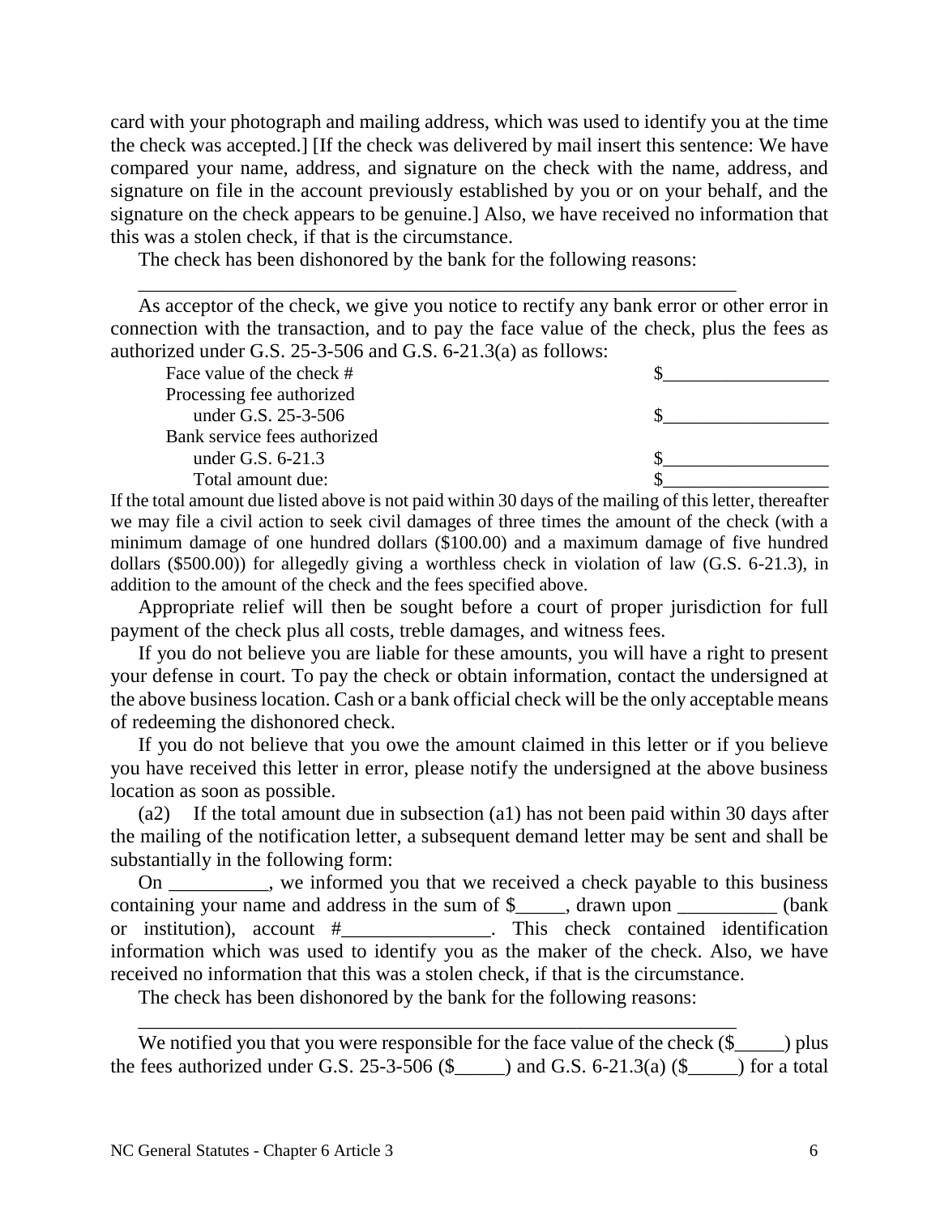card with your photograph and mailing address, which was used to identify you at the time the check was accepted.] [If the check was delivered by mail insert this sentence: We have compared your name, address, and signature on the check with the name, address, and signature on file in the account previously established by you or on your behalf, and the signature on the check appears to be genuine.] Also, we have received no information that this was a stolen check, if that is the circumstance.

The check has been dishonored by the bank for the following reasons:

_______________________________________________________________

As acceptor of the check, we give you notice to rectify any bank error or other error in connection with the transaction, and to pay the face value of the check, plus the fees as authorized under G.S. 25-3-506 and G.S. 6-21.3(a) as follows:

| | |
|---|---|
| Face value of the check # | $_________________ |
| Processing fee authorized under G.S. 25-3-506 | $_________________ |
| Bank service fees authorized under G.S. 6-21.3 | $_________________ |
| Total amount due: | $_________________ |

If the total amount due listed above is not paid within 30 days of the mailing of this letter, thereafter we may file a civil action to seek civil damages of three times the amount of the check (with a minimum damage of one hundred dollars ($100.00) and a maximum damage of five hundred dollars ($500.00)) for allegedly giving a worthless check in violation of law (G.S. 6-21.3), in addition to the amount of the check and the fees specified above.

Appropriate relief will then be sought before a court of proper jurisdiction for full payment of the check plus all costs, treble damages, and witness fees.

If you do not believe you are liable for these amounts, you will have a right to present your defense in court. To pay the check or obtain information, contact the undersigned at the above business location. Cash or a bank official check will be the only acceptable means of redeeming the dishonored check.

If you do not believe that you owe the amount claimed in this letter or if you believe you have received this letter in error, please notify the undersigned at the above business location as soon as possible.

(a2) If the total amount due in subsection (a1) has not been paid within 30 days after the mailing of the notification letter, a subsequent demand letter may be sent and shall be substantially in the following form:

On __________, we informed you that we received a check payable to this business containing your name and address in the sum of $_____, drawn upon __________ (bank or institution), account #_______________. This check contained identification information which was used to identify you as the maker of the check. Also, we have received no information that this was a stolen check, if that is the circumstance.

The check has been dishonored by the bank for the following reasons:

_______________________________________________________________

We notified you that you were responsible for the face value of the check ($_____) plus the fees authorized under G.S. 25-3-506 ($_____) and G.S. 6-21.3(a) ($_____) for a total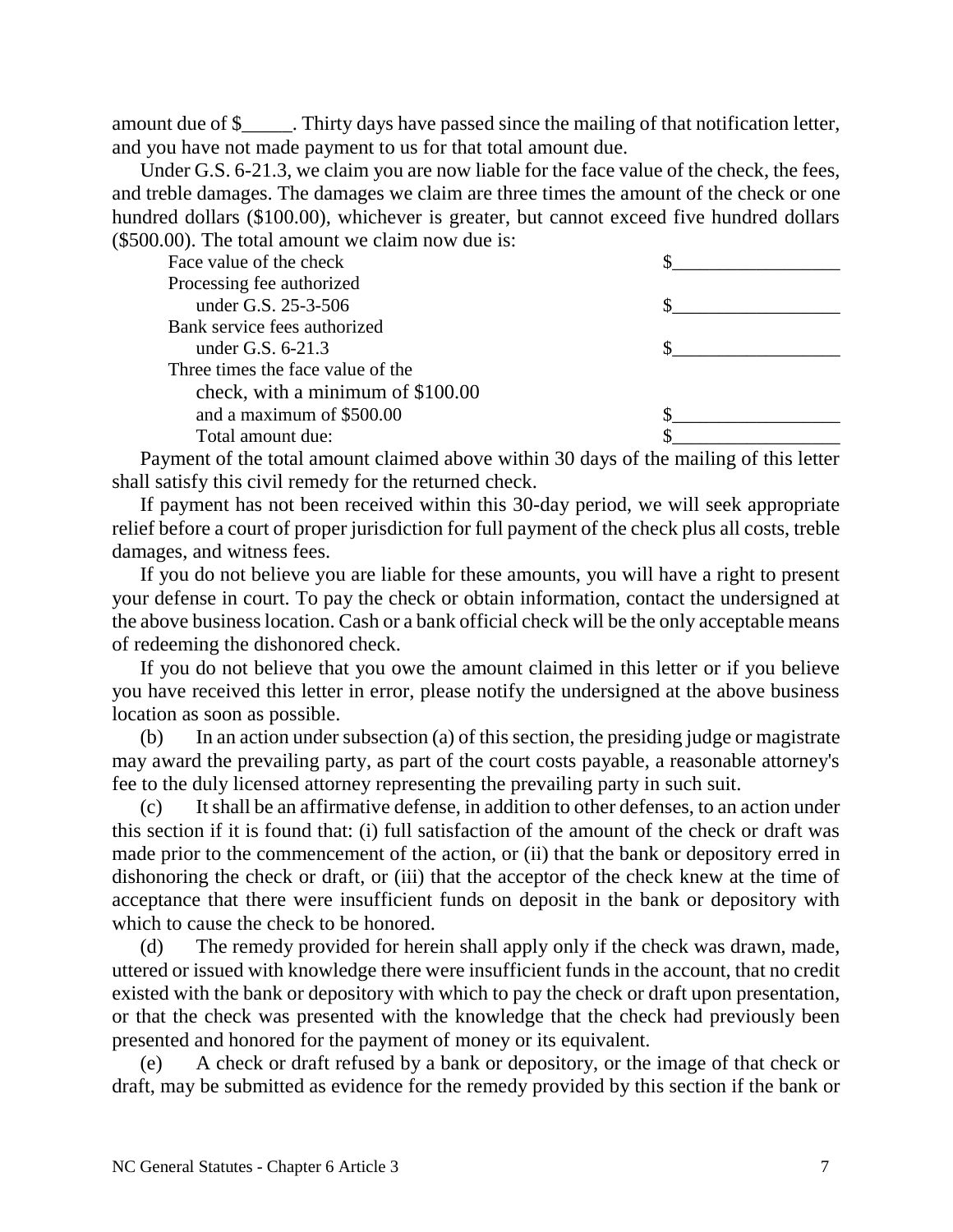amount due of $_____. Thirty days have passed since the mailing of that notification letter, and you have not made payment to us for that total amount due.

Under G.S. 6-21.3, we claim you are now liable for the face value of the check, the fees, and treble damages. The damages we claim are three times the amount of the check or one hundred dollars ($100.00), whichever is greater, but cannot exceed five hundred dollars ($500.00). The total amount we claim now due is:

| | |
|---|---|
| Face value of the check | $_________________ |
| Processing fee authorized under G.S. 25-3-506 | $_________________ |
| Bank service fees authorized under G.S. 6-21.3 | $_________________ |
| Three times the face value of the check, with a minimum of $100.00 and a maximum of $500.00 | $_________________ |
| Total amount due: | $_________________ |

Payment of the total amount claimed above within 30 days of the mailing of this letter shall satisfy this civil remedy for the returned check.

If payment has not been received within this 30-day period, we will seek appropriate relief before a court of proper jurisdiction for full payment of the check plus all costs, treble damages, and witness fees.

If you do not believe you are liable for these amounts, you will have a right to present your defense in court. To pay the check or obtain information, contact the undersigned at the above business location. Cash or a bank official check will be the only acceptable means of redeeming the dishonored check.

If you do not believe that you owe the amount claimed in this letter or if you believe you have received this letter in error, please notify the undersigned at the above business location as soon as possible.

(b) In an action under subsection (a) of this section, the presiding judge or magistrate may award the prevailing party, as part of the court costs payable, a reasonable attorney's fee to the duly licensed attorney representing the prevailing party in such suit.

(c) It shall be an affirmative defense, in addition to other defenses, to an action under this section if it is found that: (i) full satisfaction of the amount of the check or draft was made prior to the commencement of the action, or (ii) that the bank or depository erred in dishonoring the check or draft, or (iii) that the acceptor of the check knew at the time of acceptance that there were insufficient funds on deposit in the bank or depository with which to cause the check to be honored.

(d) The remedy provided for herein shall apply only if the check was drawn, made, uttered or issued with knowledge there were insufficient funds in the account, that no credit existed with the bank or depository with which to pay the check or draft upon presentation, or that the check was presented with the knowledge that the check had previously been presented and honored for the payment of money or its equivalent.

(e) A check or draft refused by a bank or depository, or the image of that check or draft, may be submitted as evidence for the remedy provided by this section if the bank or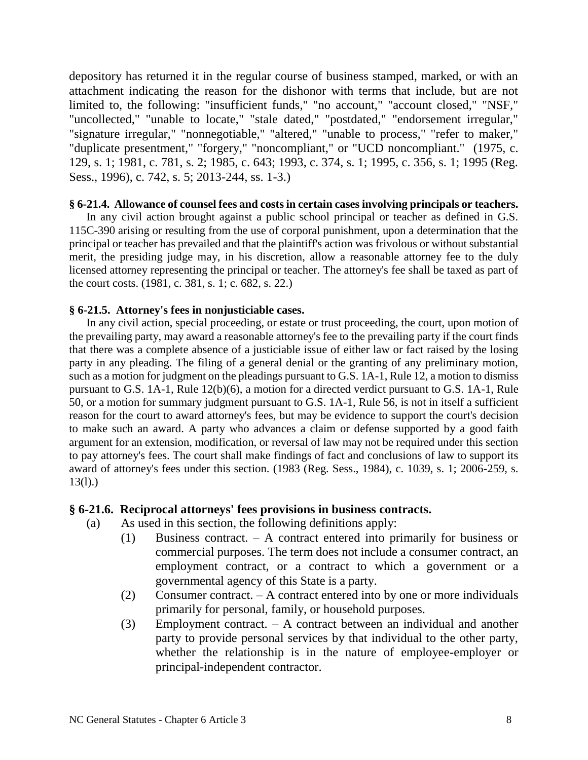depository has returned it in the regular course of business stamped, marked, or with an attachment indicating the reason for the dishonor with terms that include, but are not limited to, the following: "insufficient funds," "no account," "account closed," "NSF," "uncollected," "unable to locate," "stale dated," "postdated," "endorsement irregular," "signature irregular," "nonnegotiable," "altered," "unable to process," "refer to maker," "duplicate presentment," "forgery," "noncompliant," or "UCD noncompliant." (1975, c. 129, s. 1; 1981, c. 781, s. 2; 1985, c. 643; 1993, c. 374, s. 1; 1995, c. 356, s. 1; 1995 (Reg. Sess., 1996), c. 742, s. 5; 2013-244, ss. 1-3.)

**§ 6-21.4. Allowance of counsel fees and costs in certain cases involving principals or teachers.**

In any civil action brought against a public school principal or teacher as defined in G.S. 115C-390 arising or resulting from the use of corporal punishment, upon a determination that the principal or teacher has prevailed and that the plaintiff's action was frivolous or without substantial merit, the presiding judge may, in his discretion, allow a reasonable attorney fee to the duly licensed attorney representing the principal or teacher. The attorney's fee shall be taxed as part of the court costs. (1981, c. 381, s. 1; c. 682, s. 22.)

**§ 6-21.5. Attorney's fees in nonjusticiable cases.**

In any civil action, special proceeding, or estate or trust proceeding, the court, upon motion of the prevailing party, may award a reasonable attorney's fee to the prevailing party if the court finds that there was a complete absence of a justiciable issue of either law or fact raised by the losing party in any pleading. The filing of a general denial or the granting of any preliminary motion, such as a motion for judgment on the pleadings pursuant to G.S. 1A-1, Rule 12, a motion to dismiss pursuant to G.S. 1A-1, Rule 12(b)(6), a motion for a directed verdict pursuant to G.S. 1A-1, Rule 50, or a motion for summary judgment pursuant to G.S. 1A-1, Rule 56, is not in itself a sufficient reason for the court to award attorney's fees, but may be evidence to support the court's decision to make such an award. A party who advances a claim or defense supported by a good faith argument for an extension, modification, or reversal of law may not be required under this section to pay attorney's fees. The court shall make findings of fact and conclusions of law to support its award of attorney's fees under this section. (1983 (Reg. Sess., 1984), c. 1039, s. 1; 2006-259, s. 13(l).)

**§ 6-21.6. Reciprocal attorneys' fees provisions in business contracts.**

(a) As used in this section, the following definitions apply:

(1) Business contract. – A contract entered into primarily for business or commercial purposes. The term does not include a consumer contract, an employment contract, or a contract to which a government or a governmental agency of this State is a party.

(2) Consumer contract. – A contract entered into by one or more individuals primarily for personal, family, or household purposes.

(3) Employment contract. – A contract between an individual and another party to provide personal services by that individual to the other party, whether the relationship is in the nature of employee-employer or principal-independent contractor.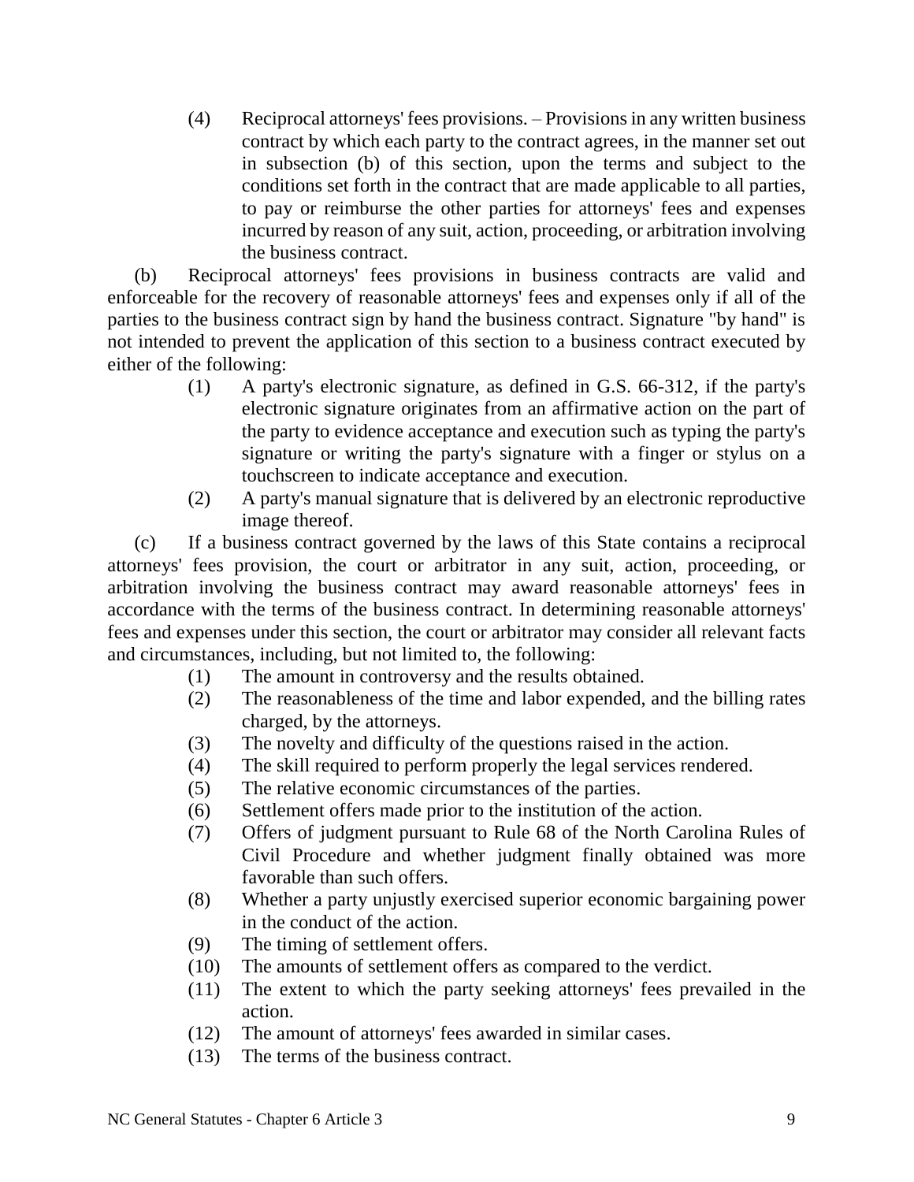(4) Reciprocal attorneys' fees provisions. – Provisions in any written business contract by which each party to the contract agrees, in the manner set out in subsection (b) of this section, upon the terms and subject to the conditions set forth in the contract that are made applicable to all parties, to pay or reimburse the other parties for attorneys' fees and expenses incurred by reason of any suit, action, proceeding, or arbitration involving the business contract.

(b) Reciprocal attorneys' fees provisions in business contracts are valid and enforceable for the recovery of reasonable attorneys' fees and expenses only if all of the parties to the business contract sign by hand the business contract. Signature "by hand" is not intended to prevent the application of this section to a business contract executed by either of the following:

(1) A party's electronic signature, as defined in G.S. 66-312, if the party's electronic signature originates from an affirmative action on the part of the party to evidence acceptance and execution such as typing the party's signature or writing the party's signature with a finger or stylus on a touchscreen to indicate acceptance and execution.

(2) A party's manual signature that is delivered by an electronic reproductive image thereof.

(c) If a business contract governed by the laws of this State contains a reciprocal attorneys' fees provision, the court or arbitrator in any suit, action, proceeding, or arbitration involving the business contract may award reasonable attorneys' fees in accordance with the terms of the business contract. In determining reasonable attorneys' fees and expenses under this section, the court or arbitrator may consider all relevant facts and circumstances, including, but not limited to, the following:

(1) The amount in controversy and the results obtained.

(2) The reasonableness of the time and labor expended, and the billing rates charged, by the attorneys.

(3) The novelty and difficulty of the questions raised in the action.

(4) The skill required to perform properly the legal services rendered.

(5) The relative economic circumstances of the parties.

(6) Settlement offers made prior to the institution of the action.

(7) Offers of judgment pursuant to Rule 68 of the North Carolina Rules of Civil Procedure and whether judgment finally obtained was more favorable than such offers.

(8) Whether a party unjustly exercised superior economic bargaining power in the conduct of the action.

(9) The timing of settlement offers.

(10) The amounts of settlement offers as compared to the verdict.

(11) The extent to which the party seeking attorneys' fees prevailed in the action.

(12) The amount of attorneys' fees awarded in similar cases.

(13) The terms of the business contract.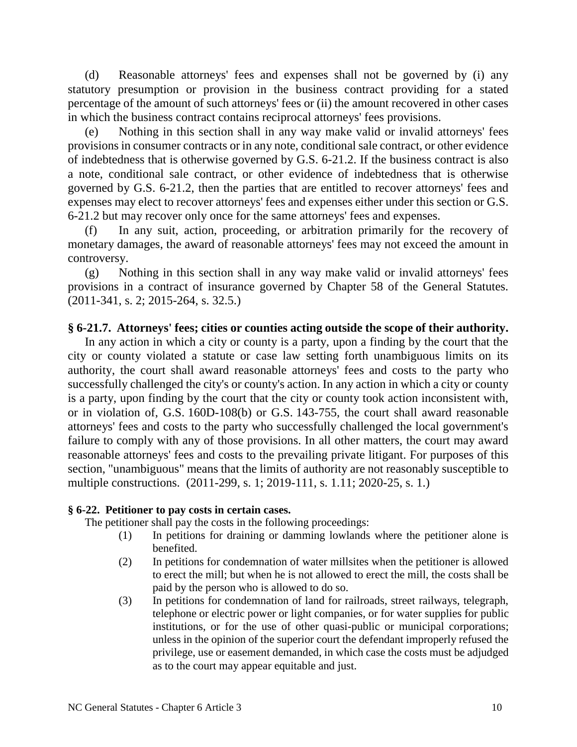(d) Reasonable attorneys' fees and expenses shall not be governed by (i) any statutory presumption or provision in the business contract providing for a stated percentage of the amount of such attorneys' fees or (ii) the amount recovered in other cases in which the business contract contains reciprocal attorneys' fees provisions.

(e) Nothing in this section shall in any way make valid or invalid attorneys' fees provisions in consumer contracts or in any note, conditional sale contract, or other evidence of indebtedness that is otherwise governed by G.S. 6-21.2. If the business contract is also a note, conditional sale contract, or other evidence of indebtedness that is otherwise governed by G.S. 6-21.2, then the parties that are entitled to recover attorneys' fees and expenses may elect to recover attorneys' fees and expenses either under this section or G.S. 6-21.2 but may recover only once for the same attorneys' fees and expenses.

(f) In any suit, action, proceeding, or arbitration primarily for the recovery of monetary damages, the award of reasonable attorneys' fees may not exceed the amount in controversy.

(g) Nothing in this section shall in any way make valid or invalid attorneys' fees provisions in a contract of insurance governed by Chapter 58 of the General Statutes. (2011-341, s. 2; 2015-264, s. 32.5.)

### § 6-21.7. Attorneys' fees; cities or counties acting outside the scope of their authority.

In any action in which a city or county is a party, upon a finding by the court that the city or county violated a statute or case law setting forth unambiguous limits on its authority, the court shall award reasonable attorneys' fees and costs to the party who successfully challenged the city's or county's action. In any action in which a city or county is a party, upon finding by the court that the city or county took action inconsistent with, or in violation of, G.S. 160D-108(b) or G.S. 143-755, the court shall award reasonable attorneys' fees and costs to the party who successfully challenged the local government's failure to comply with any of those provisions. In all other matters, the court may award reasonable attorneys' fees and costs to the prevailing private litigant. For purposes of this section, "unambiguous" means that the limits of authority are not reasonably susceptible to multiple constructions. (2011-299, s. 1; 2019-111, s. 1.11; 2020-25, s. 1.)

### § 6-22. Petitioner to pay costs in certain cases.

The petitioner shall pay the costs in the following proceedings:

(1) In petitions for draining or damming lowlands where the petitioner alone is benefited.

(2) In petitions for condemnation of water millsites when the petitioner is allowed to erect the mill; but when he is not allowed to erect the mill, the costs shall be paid by the person who is allowed to do so.

(3) In petitions for condemnation of land for railroads, street railways, telegraph, telephone or electric power or light companies, or for water supplies for public institutions, or for the use of other quasi-public or municipal corporations; unless in the opinion of the superior court the defendant improperly refused the privilege, use or easement demanded, in which case the costs must be adjudged as to the court may appear equitable and just.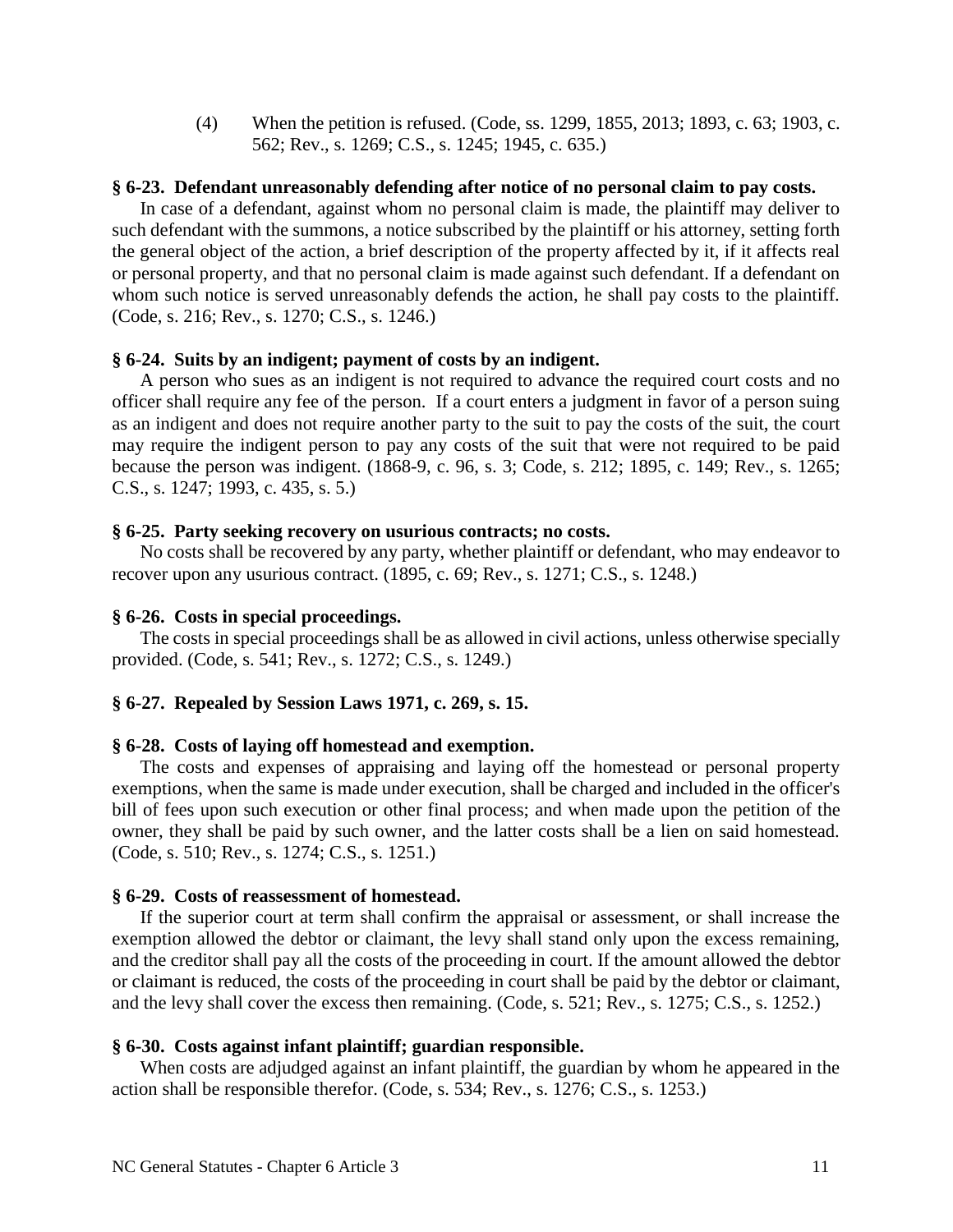(4) When the petition is refused. (Code, ss. 1299, 1855, 2013; 1893, c. 63; 1903, c. 562; Rev., s. 1269; C.S., s. 1245; 1945, c. 635.)

**§ 6-23. Defendant unreasonably defending after notice of no personal claim to pay costs.**

In case of a defendant, against whom no personal claim is made, the plaintiff may deliver to such defendant with the summons, a notice subscribed by the plaintiff or his attorney, setting forth the general object of the action, a brief description of the property affected by it, if it affects real or personal property, and that no personal claim is made against such defendant. If a defendant on whom such notice is served unreasonably defends the action, he shall pay costs to the plaintiff. (Code, s. 216; Rev., s. 1270; C.S., s. 1246.)

**§ 6-24. Suits by an indigent; payment of costs by an indigent.**

A person who sues as an indigent is not required to advance the required court costs and no officer shall require any fee of the person. If a court enters a judgment in favor of a person suing as an indigent and does not require another party to the suit to pay the costs of the suit, the court may require the indigent person to pay any costs of the suit that were not required to be paid because the person was indigent. (1868-9, c. 96, s. 3; Code, s. 212; 1895, c. 149; Rev., s. 1265; C.S., s. 1247; 1993, c. 435, s. 5.)

**§ 6-25. Party seeking recovery on usurious contracts; no costs.**

No costs shall be recovered by any party, whether plaintiff or defendant, who may endeavor to recover upon any usurious contract. (1895, c. 69; Rev., s. 1271; C.S., s. 1248.)

**§ 6-26. Costs in special proceedings.**

The costs in special proceedings shall be as allowed in civil actions, unless otherwise specially provided. (Code, s. 541; Rev., s. 1272; C.S., s. 1249.)

**§ 6-27. Repealed by Session Laws 1971, c. 269, s. 15.**

**§ 6-28. Costs of laying off homestead and exemption.**

The costs and expenses of appraising and laying off the homestead or personal property exemptions, when the same is made under execution, shall be charged and included in the officer's bill of fees upon such execution or other final process; and when made upon the petition of the owner, they shall be paid by such owner, and the latter costs shall be a lien on said homestead. (Code, s. 510; Rev., s. 1274; C.S., s. 1251.)

**§ 6-29. Costs of reassessment of homestead.**

If the superior court at term shall confirm the appraisal or assessment, or shall increase the exemption allowed the debtor or claimant, the levy shall stand only upon the excess remaining, and the creditor shall pay all the costs of the proceeding in court. If the amount allowed the debtor or claimant is reduced, the costs of the proceeding in court shall be paid by the debtor or claimant, and the levy shall cover the excess then remaining. (Code, s. 521; Rev., s. 1275; C.S., s. 1252.)

**§ 6-30. Costs against infant plaintiff; guardian responsible.**

When costs are adjudged against an infant plaintiff, the guardian by whom he appeared in the action shall be responsible therefor. (Code, s. 534; Rev., s. 1276; C.S., s. 1253.)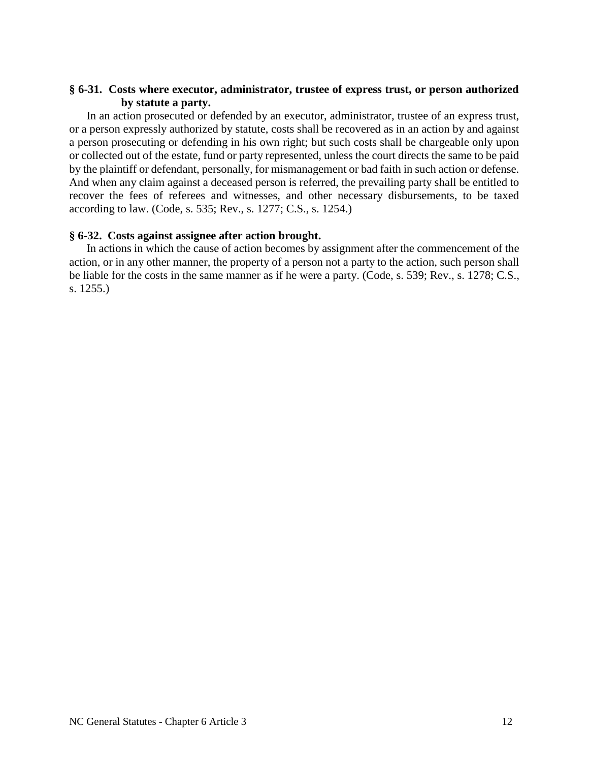**§ 6-31. Costs where executor, administrator, trustee of express trust, or person authorized by statute a party.**

In an action prosecuted or defended by an executor, administrator, trustee of an express trust, or a person expressly authorized by statute, costs shall be recovered as in an action by and against a person prosecuting or defending in his own right; but such costs shall be chargeable only upon or collected out of the estate, fund or party represented, unless the court directs the same to be paid by the plaintiff or defendant, personally, for mismanagement or bad faith in such action or defense. And when any claim against a deceased person is referred, the prevailing party shall be entitled to recover the fees of referees and witnesses, and other necessary disbursements, to be taxed according to law. (Code, s. 535; Rev., s. 1277; C.S., s. 1254.)

**§ 6-32. Costs against assignee after action brought.**

In actions in which the cause of action becomes by assignment after the commencement of the action, or in any other manner, the property of a person not a party to the action, such person shall be liable for the costs in the same manner as if he were a party. (Code, s. 539; Rev., s. 1278; C.S., s. 1255.)